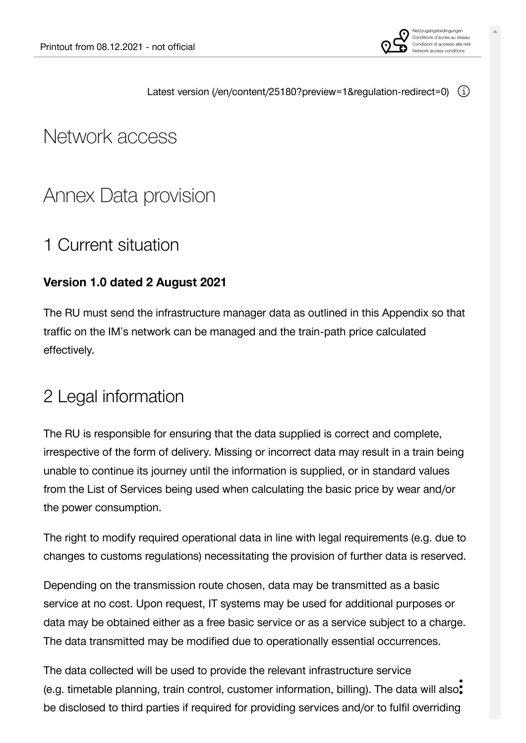Latest version (/en/content/25180?preview=1&regulation-redirect=0)

# Network access

# Annex Data provision

## 1 Current situation

**Version 1.0 dated 2 August 2021**

The RU must send the infrastructure manager data as outlined in this Appendix so that traffic on the IM's network can be managed and the train-path price calculated effectively.

## 2 Legal information

The RU is responsible for ensuring that the data supplied is correct and complete, irrespective of the form of delivery. Missing or incorrect data may result in a train being unable to continue its journey until the information is supplied, or in standard values from the List of Services being used when calculating the basic price by wear and/or the power consumption.

The right to modify required operational data in line with legal requirements (e.g. due to changes to customs regulations) necessitating the provision of further data is reserved.

Depending on the transmission route chosen, data may be transmitted as a basic service at no cost. Upon request, IT systems may be used for additional purposes or data may be obtained either as a free basic service or as a service subject to a charge. The data transmitted may be modified due to operationally essential occurrences.

The data collected will be used to provide the relevant infrastructure service (e.g. timetable planning, train control, customer information, billing). The data will also be disclosed to third parties if required for providing services and/or to fulfil overriding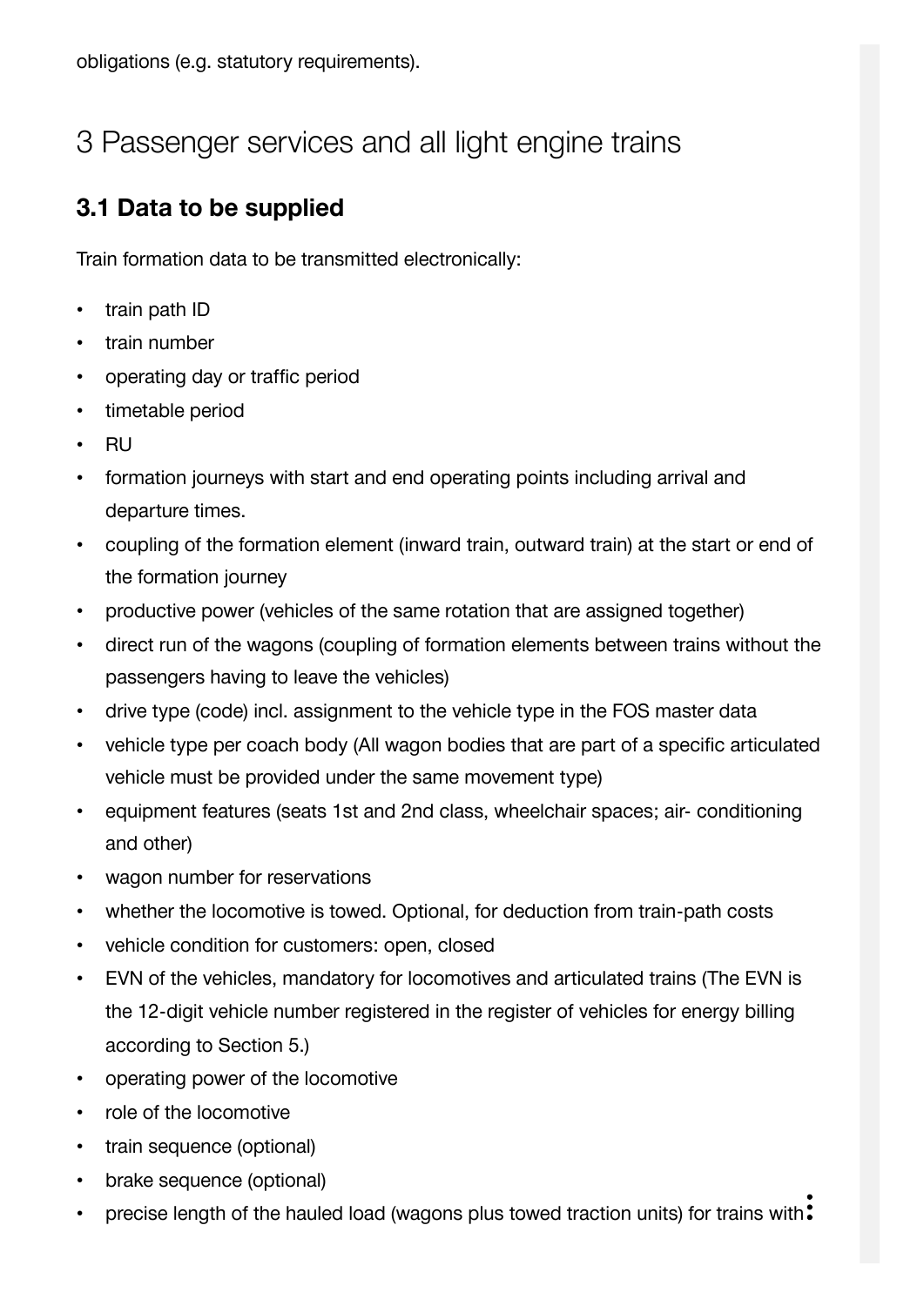obligations (e.g. statutory requirements).

# 3 Passenger services and all light engine trains

## 3.1 Data to be supplied

Train formation data to be transmitted electronically:

- train path ID
- train number
- operating day or traffic period
- timetable period
- RU
- formation journeys with start and end operating points including arrival and departure times.
- coupling of the formation element (inward train, outward train) at the start or end of the formation journey
- productive power (vehicles of the same rotation that are assigned together)
- direct run of the wagons (coupling of formation elements between trains without the passengers having to leave the vehicles)
- drive type (code) incl. assignment to the vehicle type in the FOS master data
- vehicle type per coach body (All wagon bodies that are part of a specific articulated vehicle must be provided under the same movement type)
- equipment features (seats 1st and 2nd class, wheelchair spaces; air- conditioning and other)
- wagon number for reservations
- whether the locomotive is towed. Optional, for deduction from train-path costs
- vehicle condition for customers: open, closed
- EVN of the vehicles, mandatory for locomotives and articulated trains (The EVN is the 12-digit vehicle number registered in the register of vehicles for energy billing according to Section 5.)
- operating power of the locomotive
- role of the locomotive
- train sequence (optional)
- brake sequence (optional)
- precise length of the hauled load (wagons plus towed traction units) for trains with: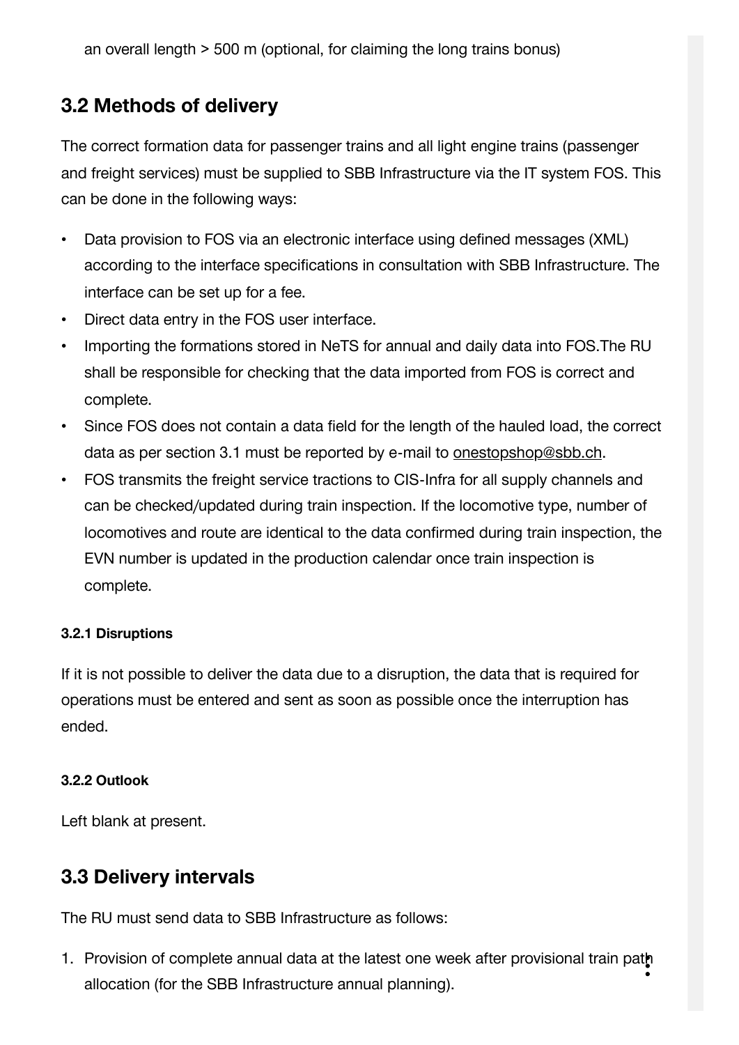an overall length > 500 m (optional, for claiming the long trains bonus)

## 3.2 Methods of delivery

The correct formation data for passenger trains and all light engine trains (passenger and freight services) must be supplied to SBB Infrastructure via the IT system FOS. This can be done in the following ways:

- Data provision to FOS via an electronic interface using defined messages (XML) according to the interface specifications in consultation with SBB Infrastructure. The interface can be set up for a fee.
- Direct data entry in the FOS user interface.
- Importing the formations stored in NeTS for annual and daily data into FOS.The RU shall be responsible for checking that the data imported from FOS is correct and complete.
- Since FOS does not contain a data field for the length of the hauled load, the correct data as per section 3.1 must be reported by e-mail to onestopshop@sbb.ch.
- FOS transmits the freight service tractions to CIS-Infra for all supply channels and can be checked/updated during train inspection. If the locomotive type, number of locomotives and route are identical to the data confirmed during train inspection, the EVN number is updated in the production calendar once train inspection is complete.

#### 3.2.1 Disruptions

If it is not possible to deliver the data due to a disruption, the data that is required for operations must be entered and sent as soon as possible once the interruption has ended.

#### 3.2.2 Outlook

Left blank at present.

## 3.3 Delivery intervals

The RU must send data to SBB Infrastructure as follows:

1. Provision of complete annual data at the latest one week after provisional train path allocation (for the SBB Infrastructure annual planning).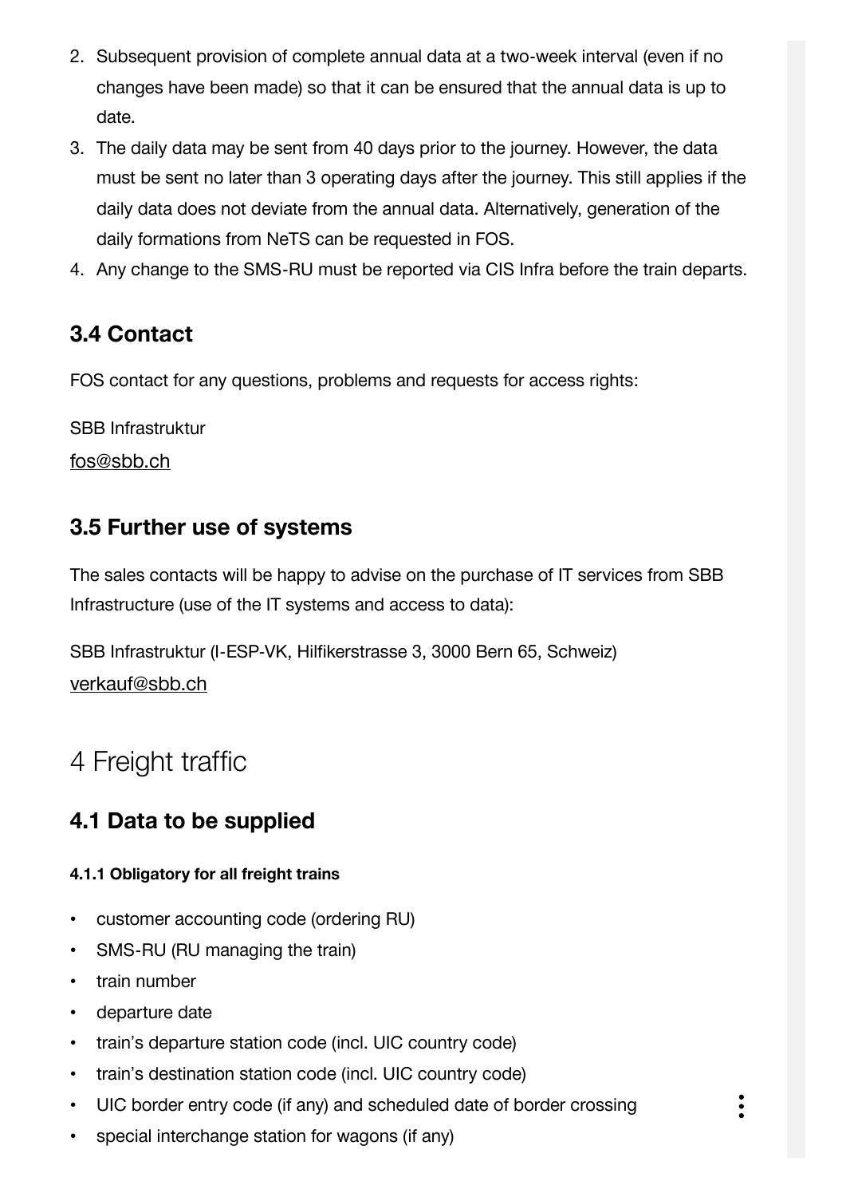2. Subsequent provision of complete annual data at a two-week interval (even if no changes have been made) so that it can be ensured that the annual data is up to date.
3. The daily data may be sent from 40 days prior to the journey. However, the data must be sent no later than 3 operating days after the journey. This still applies if the daily data does not deviate from the annual data. Alternatively, generation of the daily formations from NeTS can be requested in FOS.
4. Any change to the SMS-RU must be reported via CIS Infra before the train departs.

## 3.4 Contact

FOS contact for any questions, problems and requests for access rights:

SBB Infrastruktur
fos@sbb.ch

## 3.5 Further use of systems

The sales contacts will be happy to advise on the purchase of IT services from SBB Infrastructure (use of the IT systems and access to data):

SBB Infrastruktur (I-ESP-VK, Hilfikerstrasse 3, 3000 Bern 65, Schweiz)
verkauf@sbb.ch

# 4 Freight traffic

## 4.1 Data to be supplied

#### 4.1.1 Obligatory for all freight trains

- customer accounting code (ordering RU)
- SMS-RU (RU managing the train)
- train number
- departure date
- train's departure station code (incl. UIC country code)
- train's destination station code (incl. UIC country code)
- UIC border entry code (if any) and scheduled date of border crossing
- special interchange station for wagons (if any)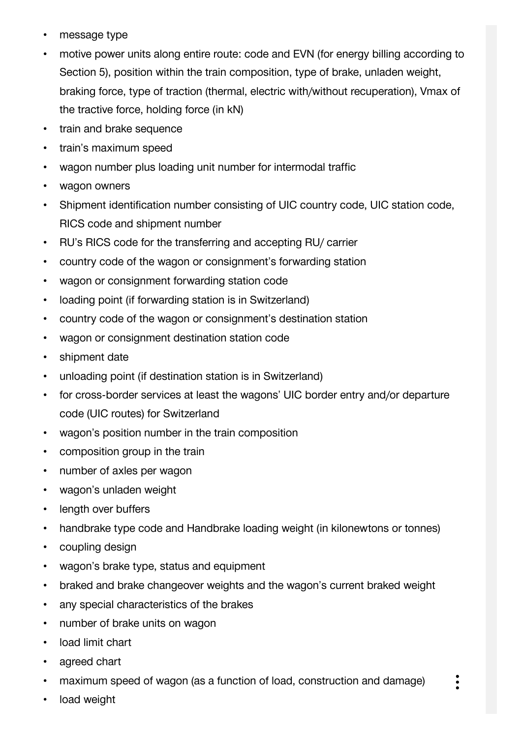- message type
- motive power units along entire route: code and EVN (for energy billing according to Section 5), position within the train composition, type of brake, unladen weight, braking force, type of traction (thermal, electric with/without recuperation), Vmax of the tractive force, holding force (in kN)
- train and brake sequence
- train's maximum speed
- wagon number plus loading unit number for intermodal traffic
- wagon owners
- Shipment identification number consisting of UIC country code, UIC station code, RICS code and shipment number
- RU's RICS code for the transferring and accepting RU/ carrier
- country code of the wagon or consignment's forwarding station
- wagon or consignment forwarding station code
- loading point (if forwarding station is in Switzerland)
- country code of the wagon or consignment's destination station
- wagon or consignment destination station code
- shipment date
- unloading point (if destination station is in Switzerland)
- for cross-border services at least the wagons' UIC border entry and/or departure code (UIC routes) for Switzerland
- wagon's position number in the train composition
- composition group in the train
- number of axles per wagon
- wagon's unladen weight
- length over buffers
- handbrake type code and Handbrake loading weight (in kilonewtons or tonnes)
- coupling design
- wagon's brake type, status and equipment
- braked and brake changeover weights and the wagon's current braked weight
- any special characteristics of the brakes
- number of brake units on wagon
- load limit chart
- agreed chart
- maximum speed of wagon (as a function of load, construction and damage)
- load weight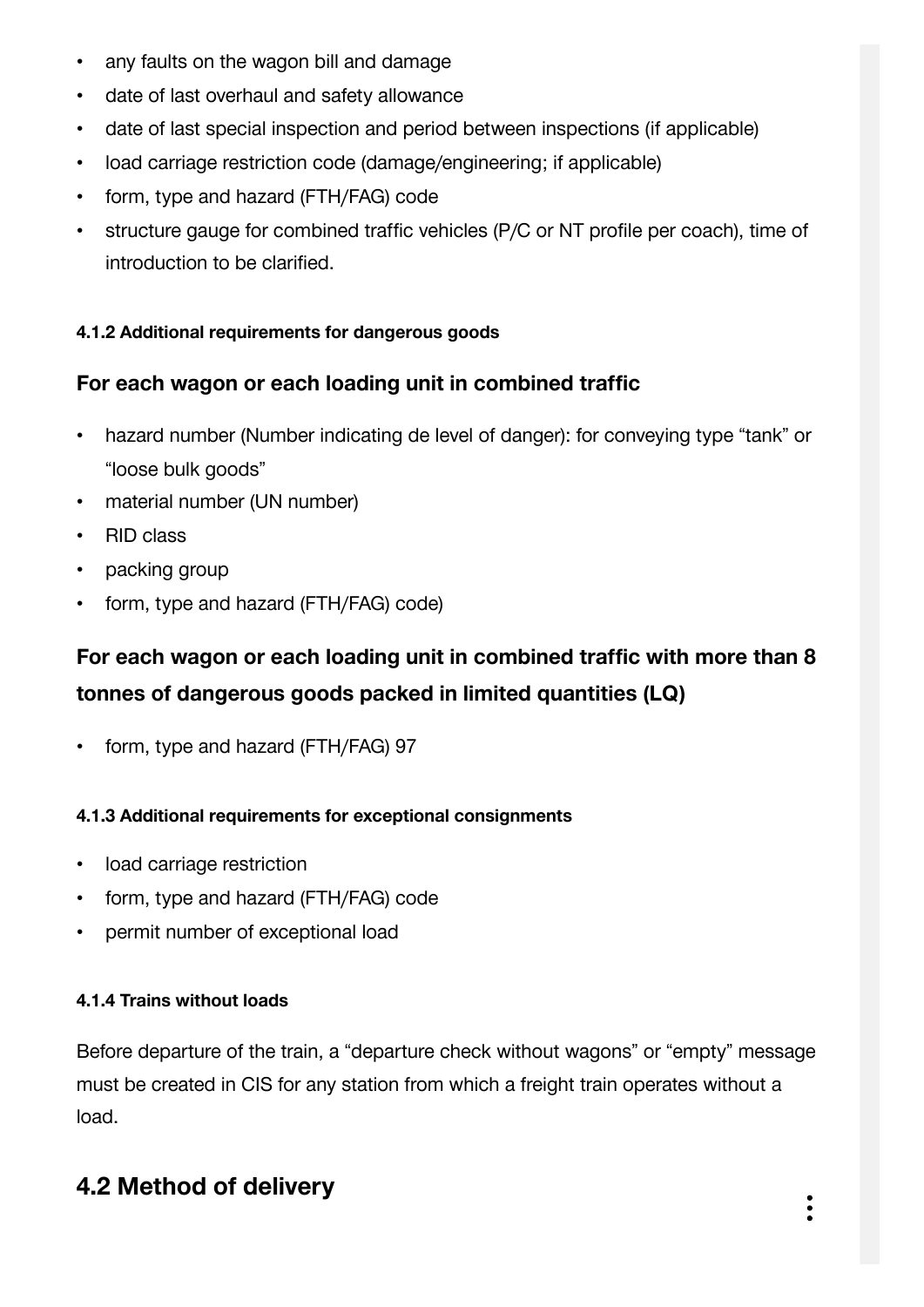- any faults on the wagon bill and damage
- date of last overhaul and safety allowance
- date of last special inspection and period between inspections (if applicable)
- load carriage restriction code (damage/engineering; if applicable)
- form, type and hazard (FTH/FAG) code
- structure gauge for combined traffic vehicles (P/C or NT profile per coach), time of introduction to be clarified.

#### 4.1.2 Additional requirements for dangerous goods

### For each wagon or each loading unit in combined traffic

- hazard number (Number indicating de level of danger): for conveying type "tank" or "loose bulk goods"
- material number (UN number)
- RID class
- packing group
- form, type and hazard (FTH/FAG) code)

### For each wagon or each loading unit in combined traffic with more than 8 tonnes of dangerous goods packed in limited quantities (LQ)

- form, type and hazard (FTH/FAG) 97

#### 4.1.3 Additional requirements for exceptional consignments

- load carriage restriction
- form, type and hazard (FTH/FAG) code
- permit number of exceptional load

#### 4.1.4 Trains without loads

Before departure of the train, a "departure check without wagons" or "empty" message must be created in CIS for any station from which a freight train operates without a load.

## 4.2 Method of delivery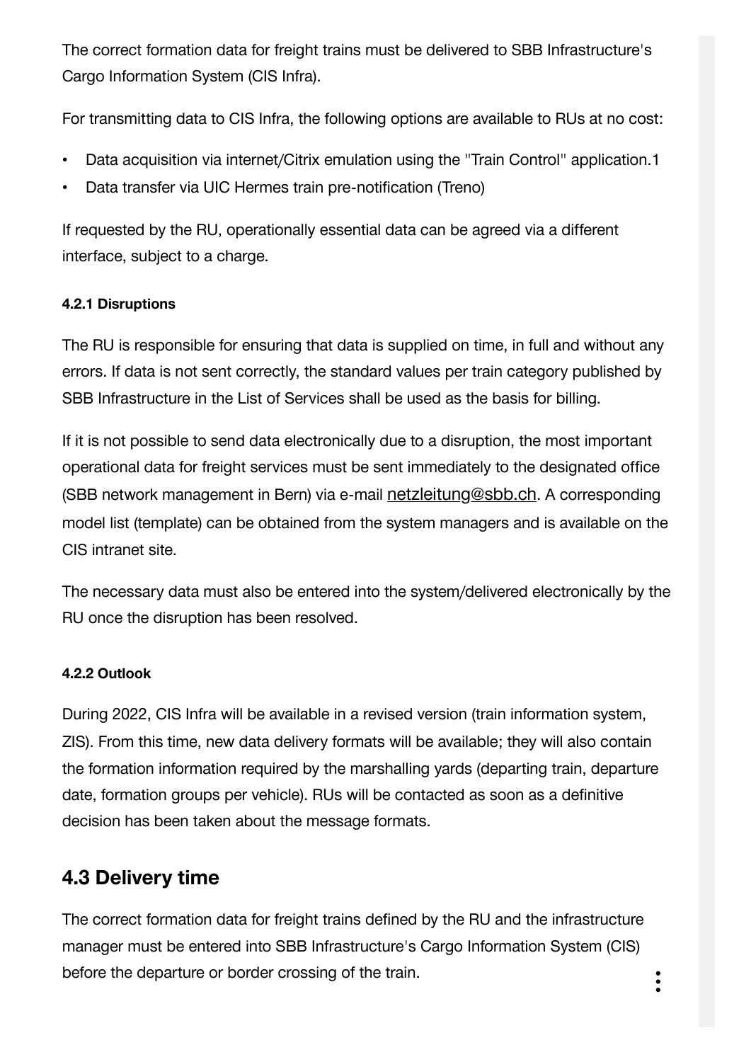The correct formation data for freight trains must be delivered to SBB Infrastructure's Cargo Information System (CIS Infra).

For transmitting data to CIS Infra, the following options are available to RUs at no cost:

- Data acquisition via internet/Citrix emulation using the "Train Control" application.1
- Data transfer via UIC Hermes train pre-notification (Treno)

If requested by the RU, operationally essential data can be agreed via a different interface, subject to a charge.

#### 4.2.1 Disruptions

The RU is responsible for ensuring that data is supplied on time, in full and without any errors. If data is not sent correctly, the standard values per train category published by SBB Infrastructure in the List of Services shall be used as the basis for billing.

If it is not possible to send data electronically due to a disruption, the most important operational data for freight services must be sent immediately to the designated office (SBB network management in Bern) via e-mail netzleitung@sbb.ch. A corresponding model list (template) can be obtained from the system managers and is available on the CIS intranet site.

The necessary data must also be entered into the system/delivered electronically by the RU once the disruption has been resolved.

#### 4.2.2 Outlook

During 2022, CIS Infra will be available in a revised version (train information system, ZIS). From this time, new data delivery formats will be available; they will also contain the formation information required by the marshalling yards (departing train, departure date, formation groups per vehicle). RUs will be contacted as soon as a definitive decision has been taken about the message formats.

## 4.3 Delivery time

The correct formation data for freight trains defined by the RU and the infrastructure manager must be entered into SBB Infrastructure's Cargo Information System (CIS) before the departure or border crossing of the train.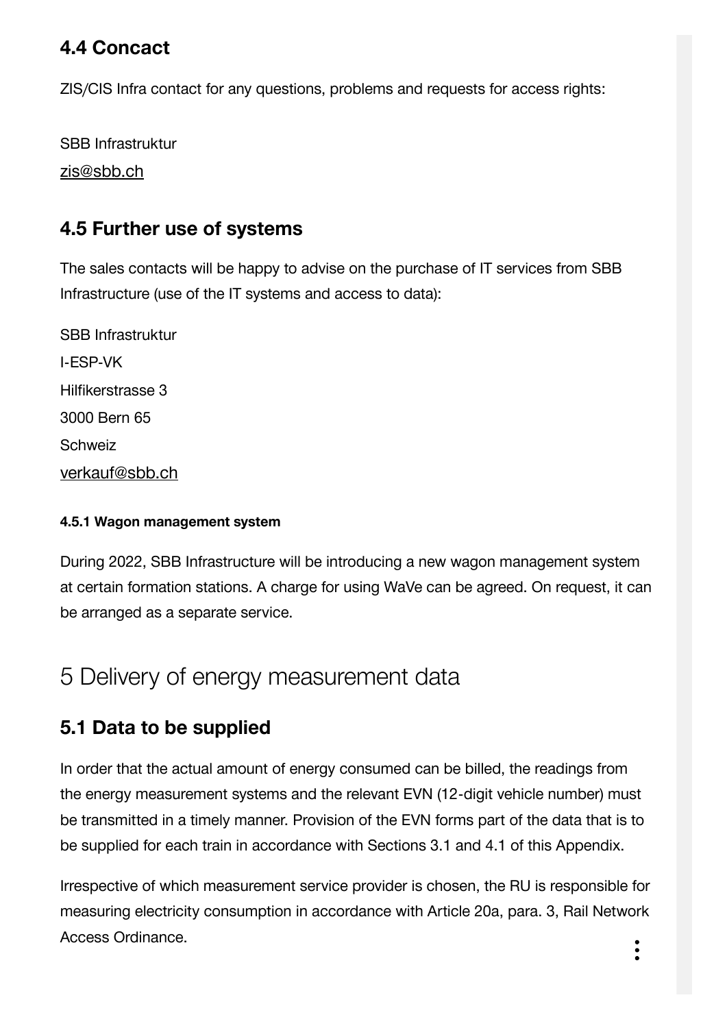### 4.4 Concact

ZIS/CIS Infra contact for any questions, problems and requests for access rights:

SBB Infrastruktur
zis@sbb.ch

### 4.5 Further use of systems

The sales contacts will be happy to advise on the purchase of IT services from SBB Infrastructure (use of the IT systems and access to data):

SBB Infrastruktur
I-ESP-VK
Hilfikerstrasse 3
3000 Bern 65
Schweiz
verkauf@sbb.ch

#### 4.5.1 Wagon management system

During 2022, SBB Infrastructure will be introducing a new wagon management system at certain formation stations. A charge for using WaVe can be agreed. On request, it can be arranged as a separate service.

## 5 Delivery of energy measurement data

### 5.1 Data to be supplied

In order that the actual amount of energy consumed can be billed, the readings from the energy measurement systems and the relevant EVN (12-digit vehicle number) must be transmitted in a timely manner. Provision of the EVN forms part of the data that is to be supplied for each train in accordance with Sections 3.1 and 4.1 of this Appendix.

Irrespective of which measurement service provider is chosen, the RU is responsible for measuring electricity consumption in accordance with Article 20a, para. 3, Rail Network Access Ordinance.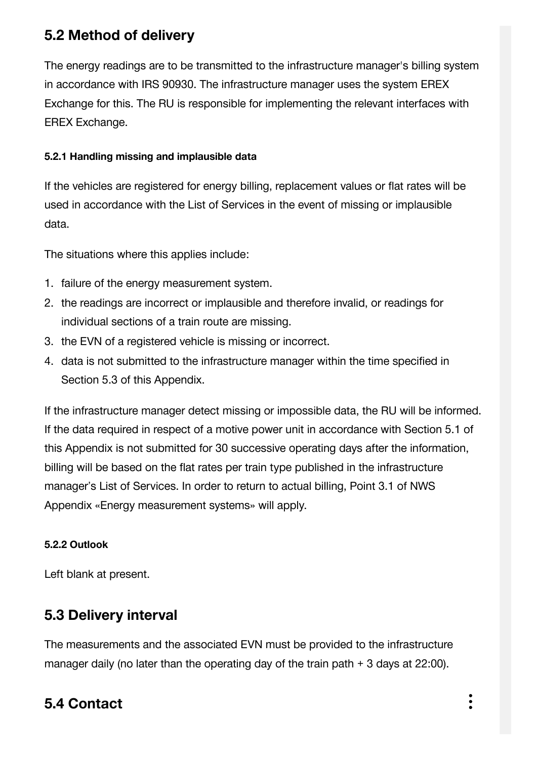## 5.2 Method of delivery

The energy readings are to be transmitted to the infrastructure manager's billing system in accordance with IRS 90930. The infrastructure manager uses the system EREX Exchange for this. The RU is responsible for implementing the relevant interfaces with EREX Exchange.

#### 5.2.1 Handling missing and implausible data

If the vehicles are registered for energy billing, replacement values or flat rates will be used in accordance with the List of Services in the event of missing or implausible data.

The situations where this applies include:

1. failure of the energy measurement system.
2. the readings are incorrect or implausible and therefore invalid, or readings for individual sections of a train route are missing.
3. the EVN of a registered vehicle is missing or incorrect.
4. data is not submitted to the infrastructure manager within the time specified in Section 5.3 of this Appendix.

If the infrastructure manager detect missing or impossible data, the RU will be informed. If the data required in respect of a motive power unit in accordance with Section 5.1 of this Appendix is not submitted for 30 successive operating days after the information, billing will be based on the flat rates per train type published in the infrastructure manager's List of Services. In order to return to actual billing, Point 3.1 of NWS Appendix «Energy measurement systems» will apply.

#### 5.2.2 Outlook

Left blank at present.

## 5.3 Delivery interval

The measurements and the associated EVN must be provided to the infrastructure manager daily (no later than the operating day of the train path + 3 days at 22:00).

## 5.4 Contact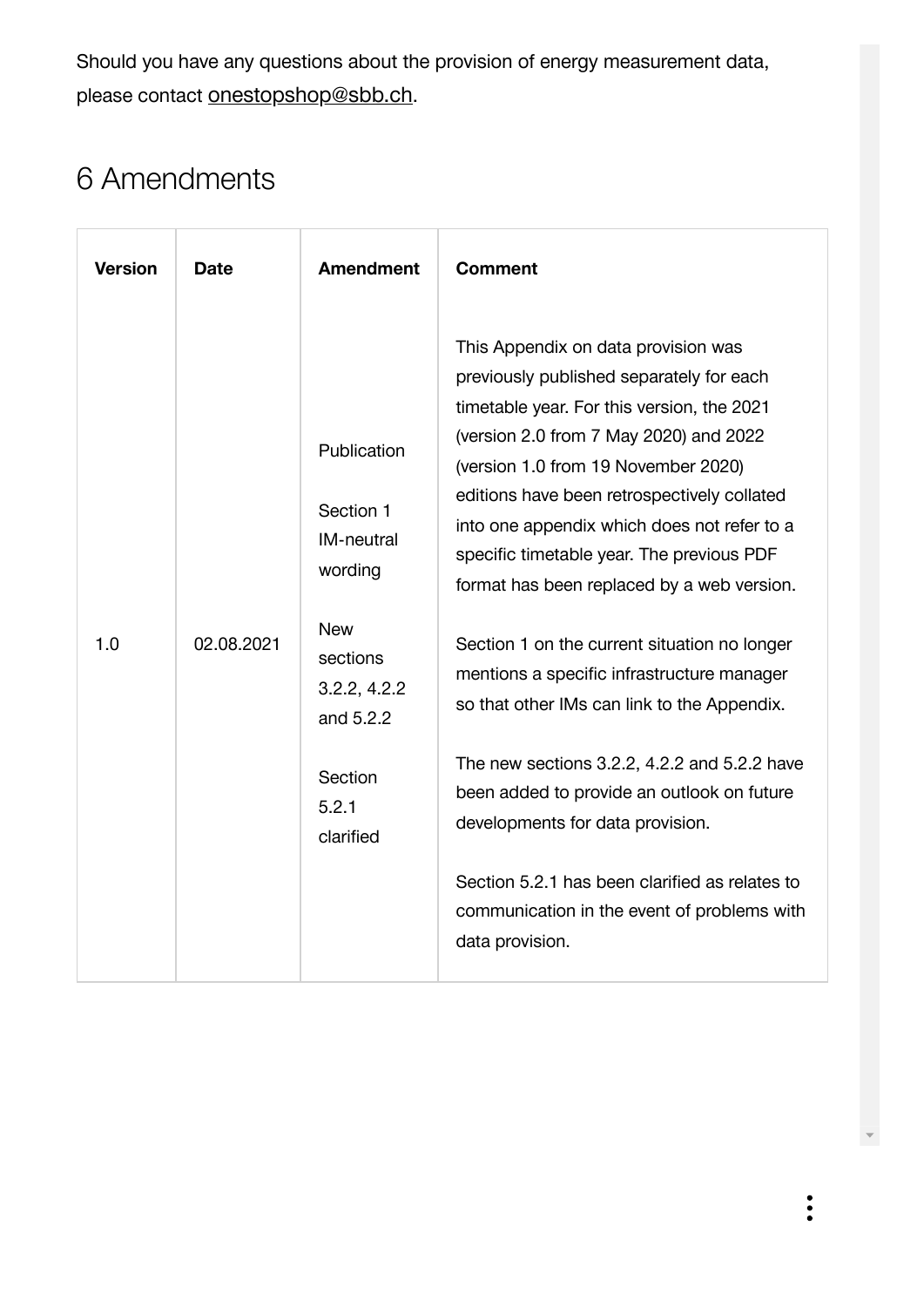Should you have any questions about the provision of energy measurement data, please contact onestopshop@sbb.ch.

# 6 Amendments

| Version | Date | Amendment | Comment |
| --- | --- | --- | --- |
| 1.0 | 02.08.2021 | Publication<br><br>Section 1 IM-neutral wording<br><br>New sections 3.2.2, 4.2.2 and 5.2.2<br><br>Section 5.2.1 clarified | This Appendix on data provision was previously published separately for each timetable year. For this version, the 2021 (version 2.0 from 7 May 2020) and 2022 (version 1.0 from 19 November 2020) editions have been retrospectively collated into one appendix which does not refer to a specific timetable year. The previous PDF format has been replaced by a web version.<br><br>Section 1 on the current situation no longer mentions a specific infrastructure manager so that other IMs can link to the Appendix.<br><br>The new sections 3.2.2, 4.2.2 and 5.2.2 have been added to provide an outlook on future developments for data provision.<br><br>Section 5.2.1 has been clarified as relates to communication in the event of problems with data provision. |